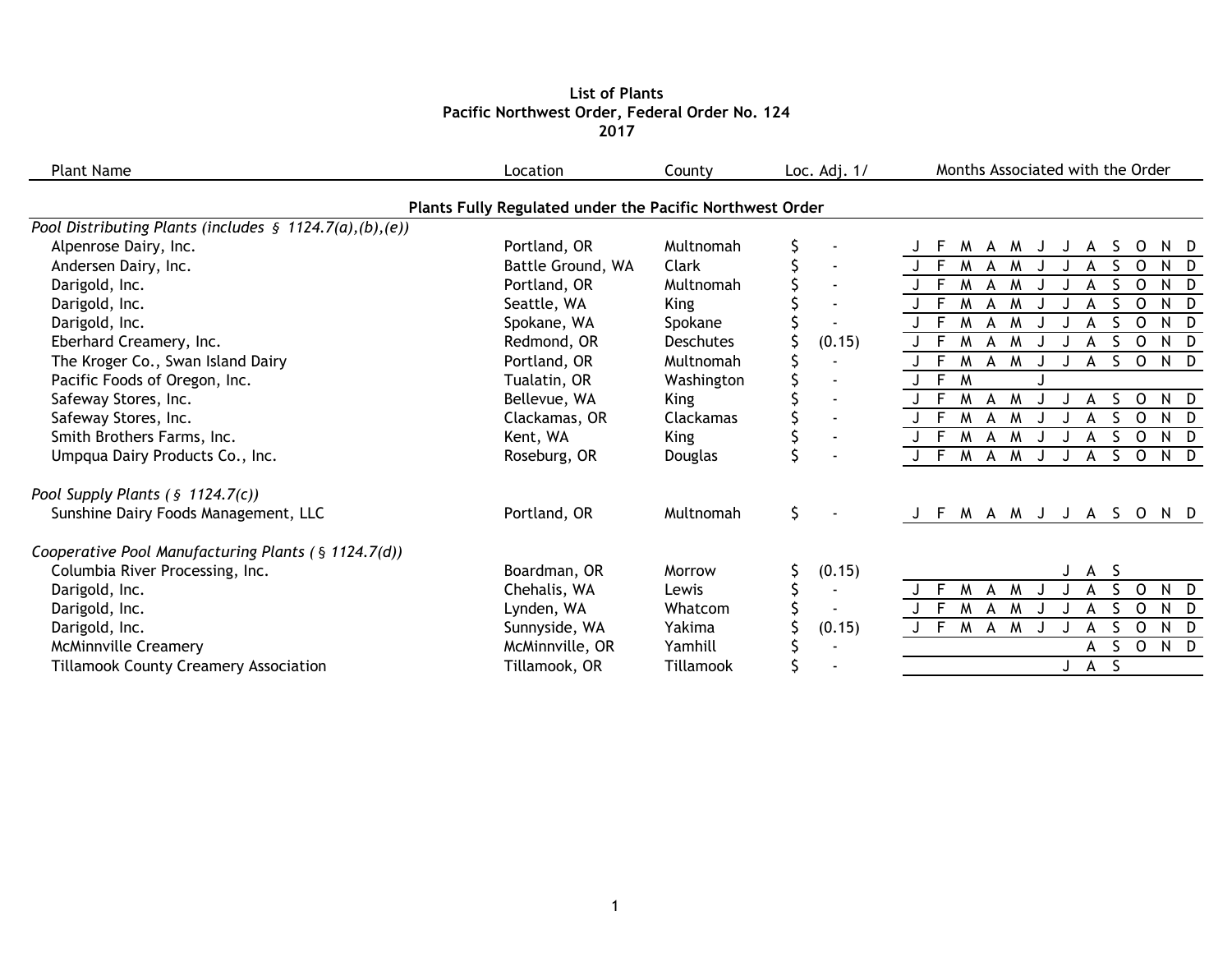# List of Plants
## Pacific Northwest Order, Federal Order No. 124
## 2017

| Plant Name | Location | County | Loc. Adj. 1/ | J | F | M | A | M | J | J | A | S | O | N | D |
|---|---|---|---|---|---|---|---|---|---|---|---|---|---|---|---|
| **Plants Fully Regulated under the Pacific Northwest Order** | | | | | | | | | | | | | | | |
| *Pool Distributing Plants (includes § 1124.7(a),(b),(e))* | | | | | | | | | | | | | | | |
| Alpenrose Dairy, Inc. | Portland, OR | Multnomah | $ - | J | F | M | A | M | J | J | A | S | O | N | D |
| Andersen Dairy, Inc. | Battle Ground, WA | Clark | $ - | J | F | M | A | M | J | J | A | S | O | N | D |
| Darigold, Inc. | Portland, OR | Multnomah | $ - | J | F | M | A | M | J | J | A | S | O | N | D |
| Darigold, Inc. | Seattle, WA | King | $ - | J | F | M | A | M | J | J | A | S | O | N | D |
| Darigold, Inc. | Spokane, WA | Spokane | $ - | J | F | M | A | M | J | J | A | S | O | N | D |
| Eberhard Creamery, Inc. | Redmond, OR | Deschutes | $ (0.15) | J | F | M | A | M | J | J | A | S | O | N | D |
| The Kroger Co., Swan Island Dairy | Portland, OR | Multnomah | $ - | J | F | M | A | M | J | J | A | S | O | N | D |
| Pacific Foods of Oregon, Inc. | Tualatin, OR | Washington | $ - | J | F | M | | | J | | | | | | |
| Safeway Stores, Inc. | Bellevue, WA | King | $ - | J | F | M | A | M | J | J | A | S | O | N | D |
| Safeway Stores, Inc. | Clackamas, OR | Clackamas | $ - | J | F | M | A | M | J | J | A | S | O | N | D |
| Smith Brothers Farms, Inc. | Kent, WA | King | $ - | J | F | M | A | M | J | J | A | S | O | N | D |
| Umpqua Dairy Products Co., Inc. | Roseburg, OR | Douglas | $ - | J | F | M | A | M | J | J | A | S | O | N | D |
| *Pool Supply Plants (§ 1124.7(c))* | | | | | | | | | | | | | | | |
| Sunshine Dairy Foods Management, LLC | Portland, OR | Multnomah | $ - | J | F | M | A | M | J | J | A | S | O | N | D |
| *Cooperative Pool Manufacturing Plants (§ 1124.7(d))* | | | | | | | | | | | | | | | |
| Columbia River Processing, Inc. | Boardman, OR | Morrow | $ (0.15) | | | | | | | J | A | S | | | |
| Darigold, Inc. | Chehalis, WA | Lewis | $ - | J | F | M | A | M | J | J | A | S | O | N | D |
| Darigold, Inc. | Lynden, WA | Whatcom | $ - | J | F | M | A | M | J | J | A | S | O | N | D |
| Darigold, Inc. | Sunnyside, WA | Yakima | $ (0.15) | J | F | M | A | M | J | J | A | S | O | N | D |
| McMinnville Creamery | McMinnville, OR | Yamhill | $ - | | | | | | | | A | S | O | N | D |
| Tillamook County Creamery Association | Tillamook, OR | Tillamook | $ - | | | | | | | J | A | S | | | |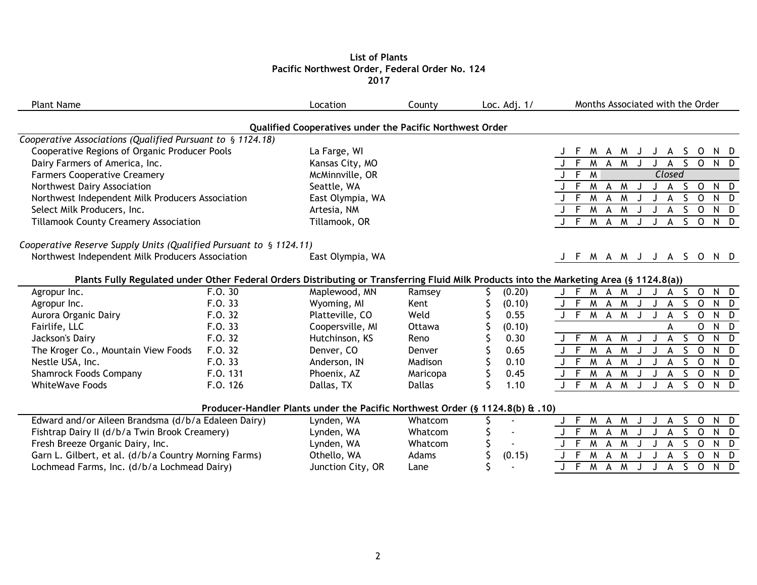**List of Plants**
**Pacific Northwest Order, Federal Order No. 124**
**2017**

| Plant Name | | Location | County | Loc. Adj. 1/ | Months Associated with the Order |
|---|---|---|---|---|---|
| **Qualified Cooperatives under the Pacific Northwest Order** | | | | | |
| *Cooperative Associations (Qualified Pursuant to § 1124.18)* | | | | | |
| Cooperative Regions of Organic Producer Pools | | La Farge, WI | | | J F M A M J J A S O N D |
| Dairy Farmers of America, Inc. | | Kansas City, MO | | | J F M A M J J A S O N D |
| Farmers Cooperative Creamery | | McMinnville, OR | | | J F M *Closed* |
| Northwest Dairy Association | | Seattle, WA | | | J F M A M J J A S O N D |
| Northwest Independent Milk Producers Association | | East Olympia, WA | | | J F M A M J J A S O N D |
| Select Milk Producers, Inc. | | Artesia, NM | | | J F M A M J J A S O N D |
| Tillamook County Creamery Association | | Tillamook, OR | | | J F M A M J J A S O N D |
| *Cooperative Reserve Supply Units (Qualified Pursuant to § 1124.11)* | | | | | |
| Northwest Independent Milk Producers Association | | East Olympia, WA | | | J F M A M J J A S O N D |
| **Plants Fully Regulated under Other Federal Orders Distributing or Transferring Fluid Milk Products into the Marketing Area (§ 1124.8(a))** | | | | | |
| Agropur Inc. | F.O. 30 | Maplewood, MN | Ramsey | $ (0.20) | J F M A M J J A S O N D |
| Agropur Inc. | F.O. 33 | Wyoming, MI | Kent | $ (0.10) | J F M A M J J A S O N D |
| Aurora Organic Dairy | F.O. 32 | Platteville, CO | Weld | $ 0.55 | J F M A M J J A S O N D |
| Fairlife, LLC | F.O. 33 | Coopersville, MI | Ottawa | $ (0.10) | A O N D |
| Jackson's Dairy | F.O. 32 | Hutchinson, KS | Reno | $ 0.30 | J F M A M J J A S O N D |
| The Kroger Co., Mountain View Foods | F.O. 32 | Denver, CO | Denver | $ 0.65 | J F M A M J J A S O N D |
| Nestle USA, Inc. | F.O. 33 | Anderson, IN | Madison | $ 0.10 | J F M A M J J A S O N D |
| Shamrock Foods Company | F.O. 131 | Phoenix, AZ | Maricopa | $ 0.45 | J F M A M J J A S O N D |
| WhiteWave Foods | F.O. 126 | Dallas, TX | Dallas | $ 1.10 | J F M A M J J A S O N D |
| **Producer-Handler Plants under the Pacific Northwest Order (§ 1124.8(b) & .10)** | | | | | |
| Edward and/or Aileen Brandsma (d/b/a Edaleen Dairy) | | Lynden, WA | Whatcom | $ - | J F M A M J J A S O N D |
| Fishtrap Dairy II (d/b/a Twin Brook Creamery) | | Lynden, WA | Whatcom | $ - | J F M A M J J A S O N D |
| Fresh Breeze Organic Dairy, Inc. | | Lynden, WA | Whatcom | $ - | J F M A M J J A S O N D |
| Garn L. Gilbert, et al. (d/b/a Country Morning Farms) | | Othello, WA | Adams | $ (0.15) | J F M A M J J A S O N D |
| Lochmead Farms, Inc. (d/b/a Lochmead Dairy) | | Junction City, OR | Lane | $ - | J F M A M J J A S O N D |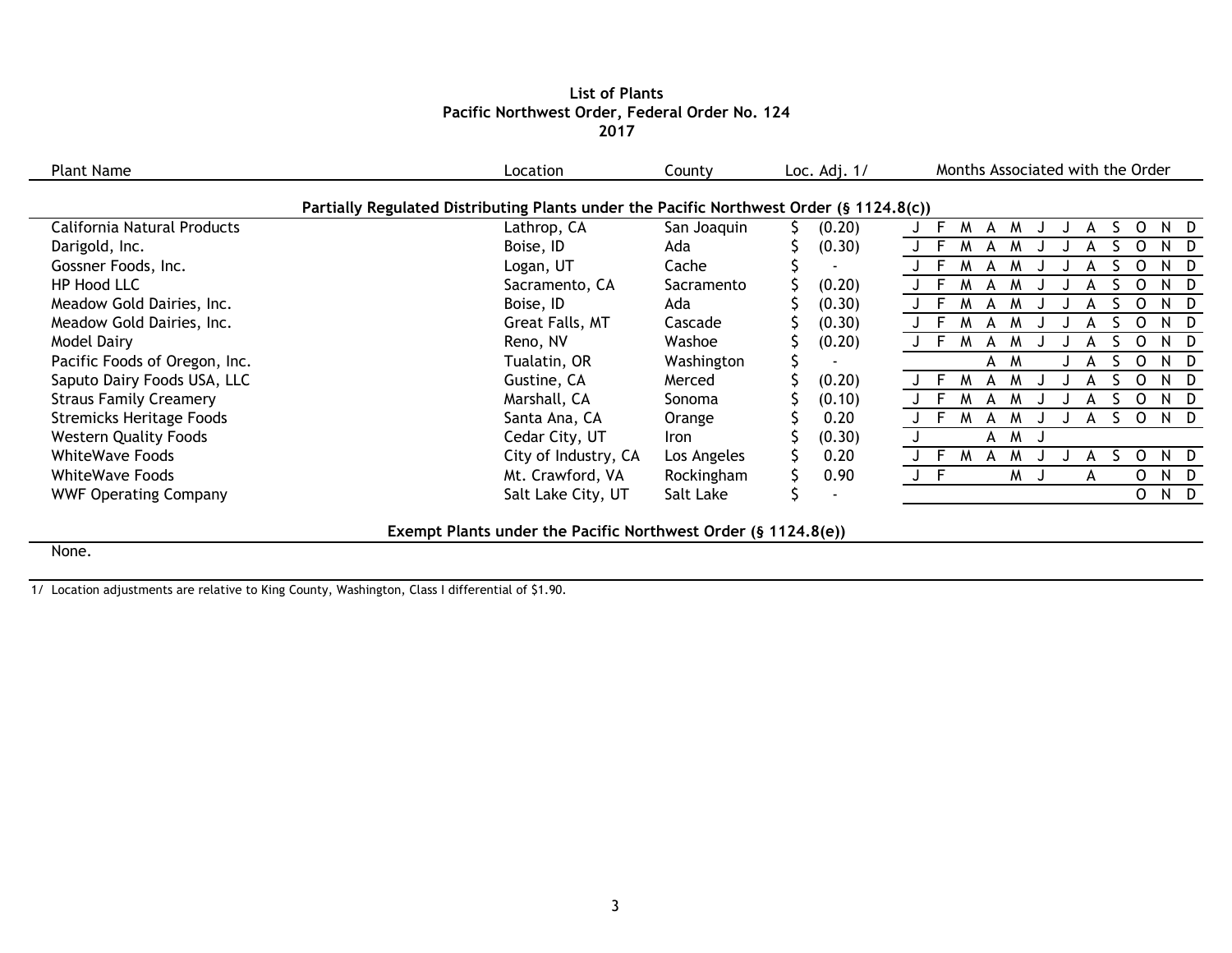# List of Plants
## Pacific Northwest Order, Federal Order No. 124
## 2017

| Plant Name | Location | County | Loc. Adj. 1/ | Months Associated with the Order |
|---|---|---|---|---|
| **Partially Regulated Distributing Plants under the Pacific Northwest Order (§ 1124.8(c))** | | | | |
| California Natural Products | Lathrop, CA | San Joaquin | $ (0.20) | J F M A M J J A S O N D |
| Darigold, Inc. | Boise, ID | Ada | $ (0.30) | J F M A M J J A S O N D |
| Gossner Foods, Inc. | Logan, UT | Cache | $ - | J F M A M J J A S O N D |
| HP Hood LLC | Sacramento, CA | Sacramento | $ (0.20) | J F M A M J J A S O N D |
| Meadow Gold Dairies, Inc. | Boise, ID | Ada | $ (0.30) | J F M A M J J A S O N D |
| Meadow Gold Dairies, Inc. | Great Falls, MT | Cascade | $ (0.30) | J F M A M J J A S O N D |
| Model Dairy | Reno, NV | Washoe | $ (0.20) | J F M A M J J A S O N D |
| Pacific Foods of Oregon, Inc. | Tualatin, OR | Washington | $ - | A M J A S O N D |
| Saputo Dairy Foods USA, LLC | Gustine, CA | Merced | $ (0.20) | J F M A M J J A S O N D |
| Straus Family Creamery | Marshall, CA | Sonoma | $ (0.10) | J F M A M J J A S O N D |
| Stremicks Heritage Foods | Santa Ana, CA | Orange | $ 0.20 | J F M A M J J A S O N D |
| Western Quality Foods | Cedar City, UT | Iron | $ (0.30) | J A M J |
| WhiteWave Foods | City of Industry, CA | Los Angeles | $ 0.20 | J F M A M J J A S O N D |
| WhiteWave Foods | Mt. Crawford, VA | Rockingham | $ 0.90 | J F M J A O N D |
| WWF Operating Company | Salt Lake City, UT | Salt Lake | $ - | O N D |

**Exempt Plants under the Pacific Northwest Order (§ 1124.8(e))**

None.

1/ Location adjustments are relative to King County, Washington, Class I differential of $1.90.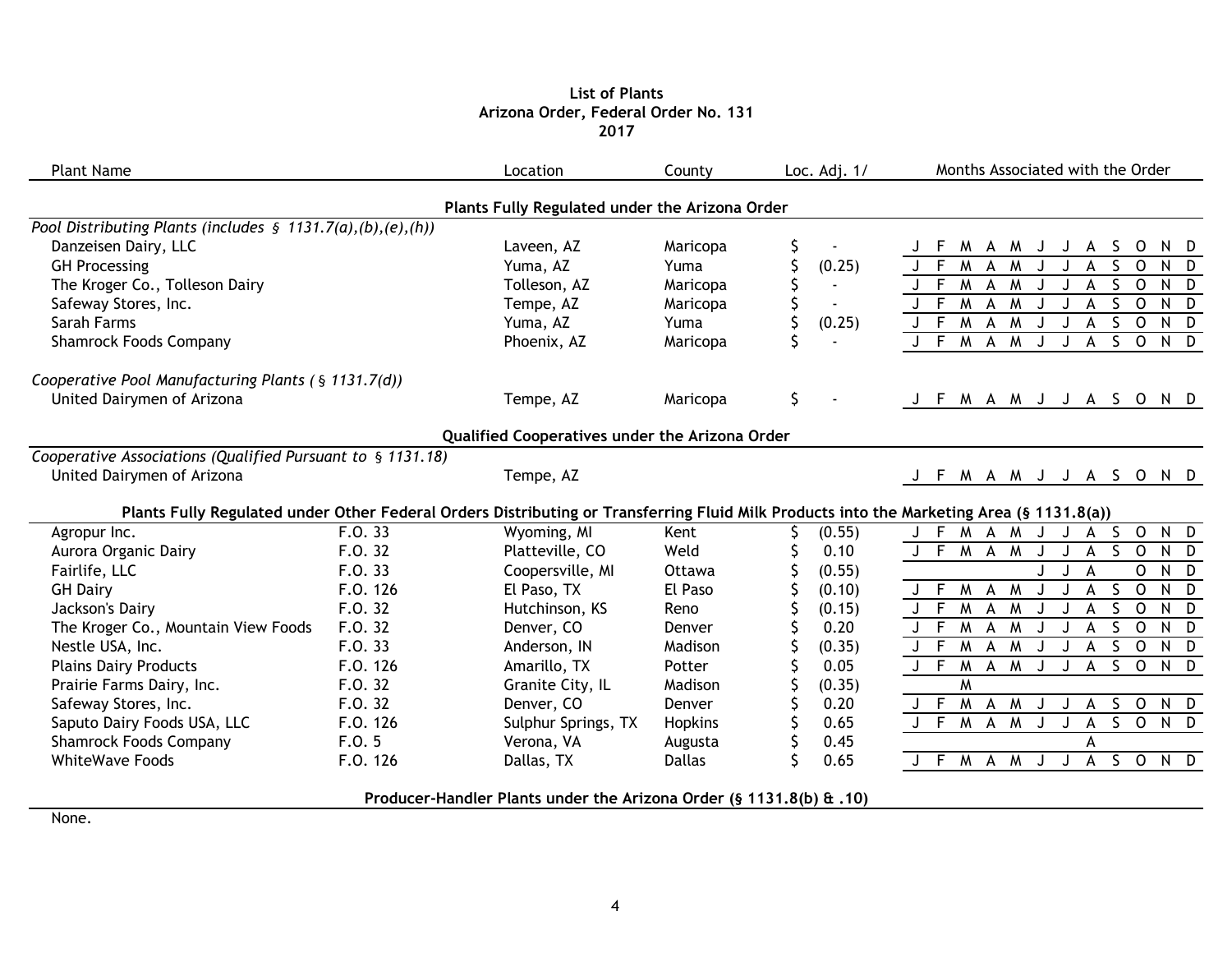**List of Plants**
**Arizona Order, Federal Order No. 131**
**2017**

| Plant Name | | Location | County | Loc. Adj. 1/ | Months Associated with the Order | | | | | | | | | | | |
|---|---|---|---|---|---|---|---|---|---|---|---|---|---|---|---|---|
| **Plants Fully Regulated under the Arizona Order** | | | | | | | | | | | | | | | | |
| *Pool Distributing Plants (includes § 1131.7(a),(b),(e),(h))* | | | | | | | | | | | | | | | | |
| Danzeisen Dairy, LLC | | Laveen, AZ | Maricopa | $ - | J | F | M | A | M | J | J | A | S | O | N | D |
| GH Processing | | Yuma, AZ | Yuma | $ (0.25) | J | F | M | A | M | J | J | A | S | O | N | D |
| The Kroger Co., Tolleson Dairy | | Tolleson, AZ | Maricopa | $ - | J | F | M | A | M | J | J | A | S | O | N | D |
| Safeway Stores, Inc. | | Tempe, AZ | Maricopa | $ - | J | F | M | A | M | J | J | A | S | O | N | D |
| Sarah Farms | | Yuma, AZ | Yuma | $ (0.25) | J | F | M | A | M | J | J | A | S | O | N | D |
| Shamrock Foods Company | | Phoenix, AZ | Maricopa | $ - | J | F | M | A | M | J | J | A | S | O | N | D |
| *Cooperative Pool Manufacturing Plants ( § 1131.7(d))* | | | | | | | | | | | | | | | | |
| United Dairymen of Arizona | | Tempe, AZ | Maricopa | $ - | J | F | M | A | M | J | J | A | S | O | N | D |
| **Qualified Cooperatives under the Arizona Order** | | | | | | | | | | | | | | | | |
| *Cooperative Associations (Qualified Pursuant to § 1131.18)* | | | | | | | | | | | | | | | | |
| United Dairymen of Arizona | | Tempe, AZ | | | J | F | M | A | M | J | J | A | S | O | N | D |
| **Plants Fully Regulated under Other Federal Orders Distributing or Transferring Fluid Milk Products into the Marketing Area (§ 1131.8(a))** | | | | | | | | | | | | | | | | |
| Agropur Inc. | F.O. 33 | Wyoming, MI | Kent | $ (0.55) | J | F | M | A | M | J | J | A | S | O | N | D |
| Aurora Organic Dairy | F.O. 32 | Platteville, CO | Weld | $ 0.10 | J | F | M | A | M | J | J | A | S | O | N | D |
| Fairlife, LLC | F.O. 33 | Coopersville, MI | Ottawa | $ (0.55) | | | | | | J | J | A | | O | N | D |
| GH Dairy | F.O. 126 | El Paso, TX | El Paso | $ (0.10) | J | F | M | A | M | J | J | A | S | O | N | D |
| Jackson's Dairy | F.O. 32 | Hutchinson, KS | Reno | $ (0.15) | J | F | M | A | M | J | J | A | S | O | N | D |
| The Kroger Co., Mountain View Foods | F.O. 32 | Denver, CO | Denver | $ 0.20 | J | F | M | A | M | J | J | A | S | O | N | D |
| Nestle USA, Inc. | F.O. 33 | Anderson, IN | Madison | $ (0.35) | J | F | M | A | M | J | J | A | S | O | N | D |
| Plains Dairy Products | F.O. 126 | Amarillo, TX | Potter | $ 0.05 | J | F | M | A | M | J | J | A | S | O | N | D |
| Prairie Farms Dairy, Inc. | F.O. 32 | Granite City, IL | Madison | $ (0.35) | | | M | | | | | | | | | |
| Safeway Stores, Inc. | F.O. 32 | Denver, CO | Denver | $ 0.20 | J | F | M | A | M | J | J | A | S | O | N | D |
| Saputo Dairy Foods USA, LLC | F.O. 126 | Sulphur Springs, TX | Hopkins | $ 0.65 | J | F | M | A | M | J | J | A | S | O | N | D |
| Shamrock Foods Company | F.O. 5 | Verona, VA | Augusta | $ 0.45 | | | | | | | | A | | | | |
| WhiteWave Foods | F.O. 126 | Dallas, TX | Dallas | $ 0.65 | J | F | M | A | M | J | J | A | S | O | N | D |
| **Producer-Handler Plants under the Arizona Order (§ 1131.8(b) & .10)** | | | | | | | | | | | | | | | | |
| None. | | | | | | | | | | | | | | | | |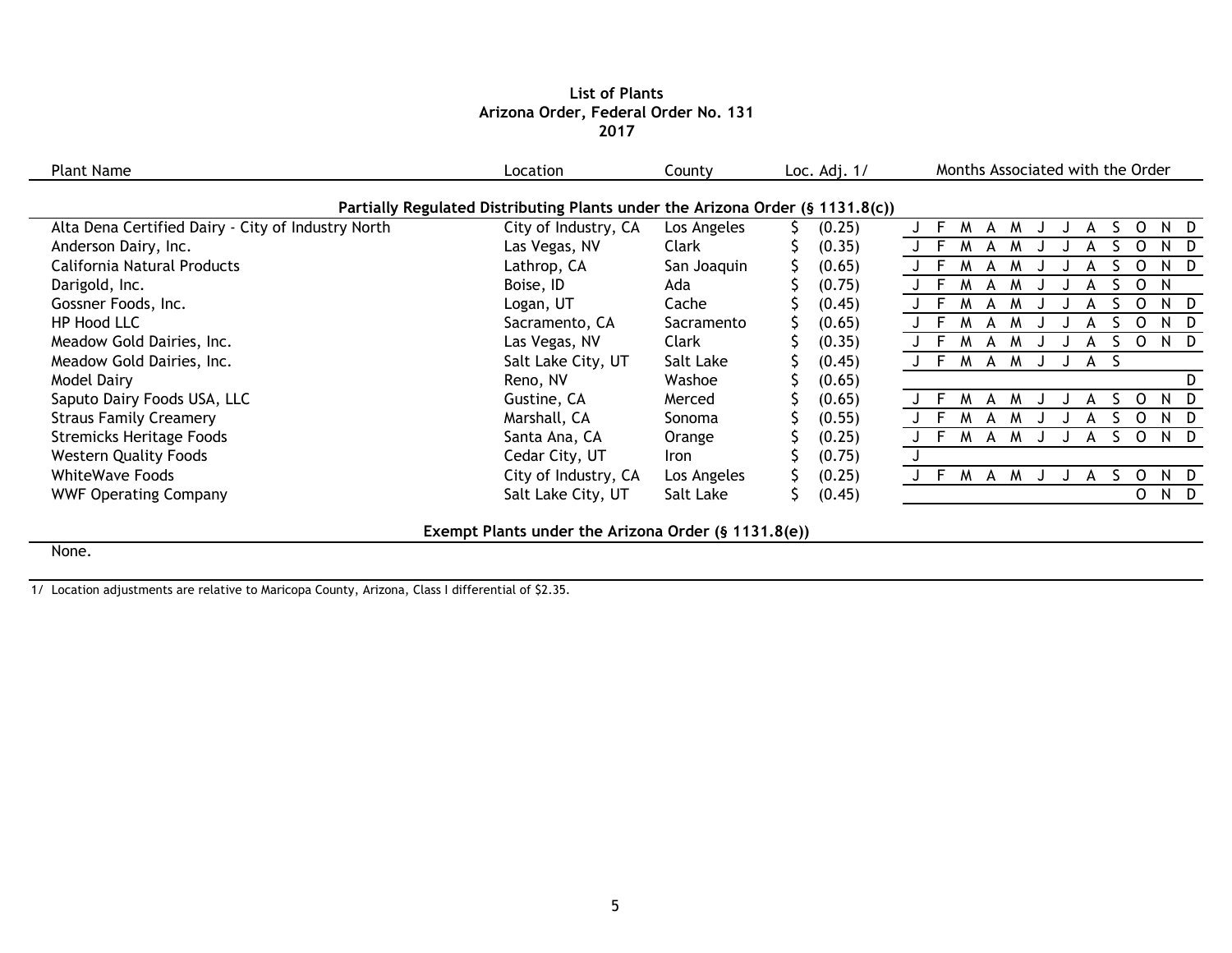# List of Plants
## Arizona Order, Federal Order No. 131
## 2017

| Plant Name | Location | County | Loc. Adj. 1/ | J | F | M | A | M | J | J | A | S | O | N | D |
|---|---|---|---|---|---|---|---|---|---|---|---|---|---|---|---|
| **Partially Regulated Distributing Plants under the Arizona Order (§ 1131.8(c))** | | | | | | | | | | | | | | | |
| Alta Dena Certified Dairy - City of Industry North | City of Industry, CA | Los Angeles | $ (0.25) | J | F | M | A | M | J | J | A | S | O | N | D |
| Anderson Dairy, Inc. | Las Vegas, NV | Clark | $ (0.35) | J | F | M | A | M | J | J | A | S | O | N | D |
| California Natural Products | Lathrop, CA | San Joaquin | $ (0.65) | J | F | M | A | M | J | J | A | S | O | N | D |
| Darigold, Inc. | Boise, ID | Ada | $ (0.75) | J | F | M | A | M | J | J | A | S | O | N | |
| Gossner Foods, Inc. | Logan, UT | Cache | $ (0.45) | J | F | M | A | M | J | J | A | S | O | N | D |
| HP Hood LLC | Sacramento, CA | Sacramento | $ (0.65) | J | F | M | A | M | J | J | A | S | O | N | D |
| Meadow Gold Dairies, Inc. | Las Vegas, NV | Clark | $ (0.35) | J | F | M | A | M | J | J | A | S | O | N | D |
| Meadow Gold Dairies, Inc. | Salt Lake City, UT | Salt Lake | $ (0.45) | J | F | M | A | M | J | J | A | S | | | |
| Model Dairy | Reno, NV | Washoe | $ (0.65) | | | | | | | | | | | | D |
| Saputo Dairy Foods USA, LLC | Gustine, CA | Merced | $ (0.65) | J | F | M | A | M | J | J | A | S | O | N | D |
| Straus Family Creamery | Marshall, CA | Sonoma | $ (0.55) | J | F | M | A | M | J | J | A | S | O | N | D |
| Stremicks Heritage Foods | Santa Ana, CA | Orange | $ (0.25) | J | F | M | A | M | J | J | A | S | O | N | D |
| Western Quality Foods | Cedar City, UT | Iron | $ (0.75) | J | | | | | | | | | | | |
| WhiteWave Foods | City of Industry, CA | Los Angeles | $ (0.25) | J | F | M | A | M | J | J | A | S | O | N | D |
| WWF Operating Company | Salt Lake City, UT | Salt Lake | $ (0.45) | | | | | | | | | | O | N | D |

**Exempt Plants under the Arizona Order (§ 1131.8(e))**

None.

1/ Location adjustments are relative to Maricopa County, Arizona, Class I differential of $2.35.